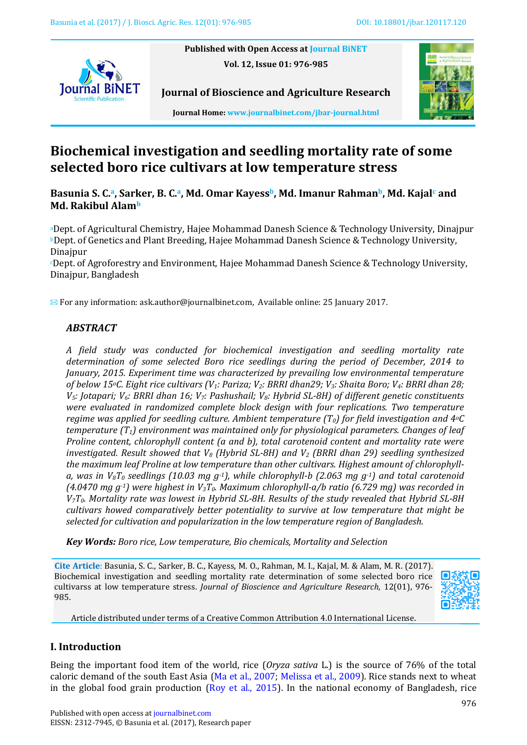Published with Open Access at Journal BiNET

Journal of Bioscience and Agriculture Research

Journal Home: www.journalbinet.com/jbar-journal.html

# Biochemical investigation and seedling mortality rate of some selected boro rice cultivars at low temperature stress

**Basunia S. C.[a], Sarker, B. C.[a], Md. Omar Kayess[b], Md. Imanur Rahman[b], Md. Kajal[c] and Md. Rakibul Alam[b]**

[a]Dept. of Agricultural Chemistry, Hajee Mohammad Danesh Science & Technology University, Dinajpur
[b]Dept. of Genetics and Plant Breeding, Hajee Mohammad Danesh Science & Technology University, Dinajpur
[c]Dept. of Agroforestry and Environment, Hajee Mohammad Danesh Science & Technology University, Dinajpur, Bangladesh

✉ For any information: ask.author@journalbinet.com, Available online: 25 January 2017.

## ABSTRACT

*A field study was conducted for biochemical investigation and seedling mortality rate determination of some selected Boro rice seedlings during the period of December, 2014 to January, 2015. Experiment time was characterized by prevailing low environmental temperature of below 15ºC. Eight rice cultivars ($V_1$: Pariza; $V_2$: BRRI dhan29; $V_3$: Shaita Boro; $V_4$: BRRI dhan 28; $V_5$: Jotapari; $V_6$: BRRI dhan 16; $V_7$: Pashushail; $V_8$: Hybrid SL-8H) of different genetic constituents were evaluated in randomized complete block design with four replications. Two temperature regime was applied for seedling culture. Ambient temperature ($T_0$) for field investigation and 4ºC temperature ($T_1$) environment was maintained only for physiological parameters. Changes of leaf Proline content, chlorophyll content (a and b), total carotenoid content and mortality rate were investigated. Result showed that $V_8$ (Hybrid SL-8H) and $V_2$ (BRRI dhan 29) seedling synthesized the maximum leaf Proline at low temperature than other cultivars. Highest amount of chlorophyll-a, was in $V_8T_0$ seedlings (10.03 mg $g^{-1}$), while chlorophyll-b (2.063 mg $g^{-1}$) and total carotenoid (4.0470 mg $g^{-1}$) were highest in $V_3T_0$. Maximum chlorophyll-a/b ratio (6.729 mg) was recorded in $V_7T_0$. Mortality rate was lowest in Hybrid SL-8H. Results of the study revealed that Hybrid SL-8H cultivars howed comparatively better potentiality to survive at low temperature that might be selected for cultivation and popularization in the low temperature region of Bangladesh.*

***Key Words:** Boro rice, Low temperature, Bio chemicals, Mortality and Selection*

**Cite Article**: Basunia, S. C., Sarker, B. C., Kayess, M. O., Rahman, M. I., Kajal, M. & Alam, M. R. (2017). Biochemical investigation and seedling mortality rate determination of some selected boro rice cultivarss at low temperature stress. *Journal of Bioscience and Agriculture Research,* 12(01), 976-985.

Article distributed under terms of a Creative Common Attribution 4.0 International License.

## I. Introduction

Being the important food item of the world, rice (*Oryza sativa* L.) is the source of 76% of the total caloric demand of the south East Asia (Ma et al., 2007; Melissa et al., 2009). Rice stands next to wheat in the global food grain production (Roy et al., 2015). In the national economy of Bangladesh, rice

Published with open access at journalbinet.com
EISSN: 2312-7945, © Basunia et al. (2017), Research paper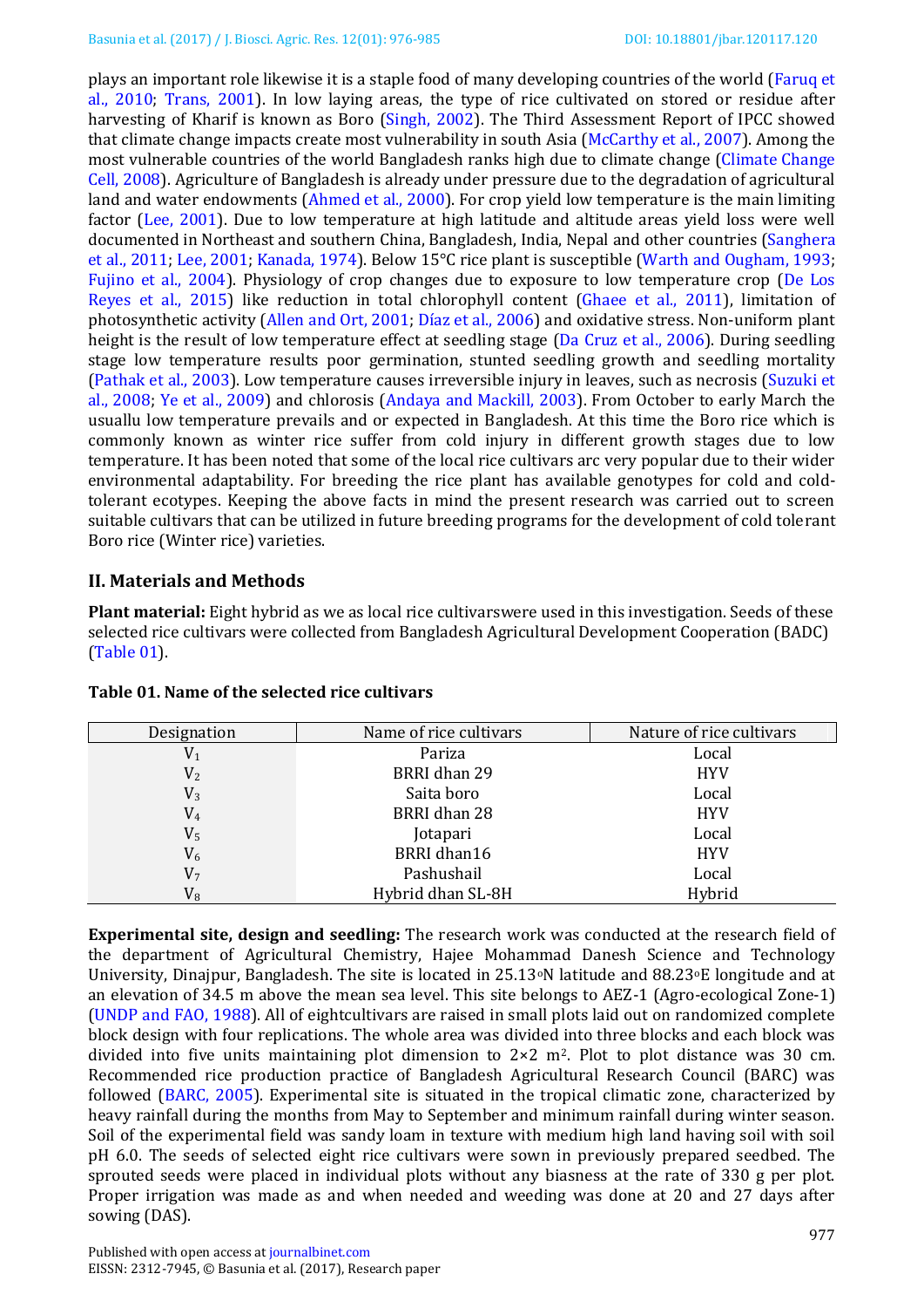plays an important role likewise it is a staple food of many developing countries of the world (Faruq et al., 2010; Trans, 2001). In low laying areas, the type of rice cultivated on stored or residue after harvesting of Kharif is known as Boro (Singh, 2002). The Third Assessment Report of IPCC showed that climate change impacts create most vulnerability in south Asia (McCarthy et al., 2007). Among the most vulnerable countries of the world Bangladesh ranks high due to climate change (Climate Change Cell, 2008). Agriculture of Bangladesh is already under pressure due to the degradation of agricultural land and water endowments (Ahmed et al., 2000). For crop yield low temperature is the main limiting factor (Lee, 2001). Due to low temperature at high latitude and altitude areas yield loss were well documented in Northeast and southern China, Bangladesh, India, Nepal and other countries (Sanghera et al., 2011; Lee, 2001; Kanada, 1974). Below 15°C rice plant is susceptible (Warth and Ougham, 1993; Fujino et al., 2004). Physiology of crop changes due to exposure to low temperature crop (De Los Reyes et al., 2015) like reduction in total chlorophyll content (Ghaee et al., 2011), limitation of photosynthetic activity (Allen and Ort, 2001; Díaz et al., 2006) and oxidative stress. Non-uniform plant height is the result of low temperature effect at seedling stage (Da Cruz et al., 2006). During seedling stage low temperature results poor germination, stunted seedling growth and seedling mortality (Pathak et al., 2003). Low temperature causes irreversible injury in leaves, such as necrosis (Suzuki et al., 2008; Ye et al., 2009) and chlorosis (Andaya and Mackill, 2003). From October to early March the usuallu low temperature prevails and or expected in Bangladesh. At this time the Boro rice which is commonly known as winter rice suffer from cold injury in different growth stages due to low temperature. It has been noted that some of the local rice cultivars arc very popular due to their wider environmental adaptability. For breeding the rice plant has available genotypes for cold and cold-tolerant ecotypes. Keeping the above facts in mind the present research was carried out to screen suitable cultivars that can be utilized in future breeding programs for the development of cold tolerant Boro rice (Winter rice) varieties.

## II. Materials and Methods

**Plant material:** Eight hybrid as we as local rice cultivarswere used in this investigation. Seeds of these selected rice cultivars were collected from Bangladesh Agricultural Development Cooperation (BADC) (Table 01).

**Table 01. Name of the selected rice cultivars**

| Designation | Name of rice cultivars | Nature of rice cultivars |
|---|---|---|
| $V_1$ | Pariza | Local |
| $V_2$ | BRRI dhan 29 | HYV |
| $V_3$ | Saita boro | Local |
| $V_4$ | BRRI dhan 28 | HYV |
| $V_5$ | Jotapari | Local |
| $V_6$ | BRRI dhan16 | HYV |
| $V_7$ | Pashushail | Local |
| $V_8$ | Hybrid dhan SL-8H | Hybrid |

**Experimental site, design and seedling:** The research work was conducted at the research field of the department of Agricultural Chemistry, Hajee Mohammad Danesh Science and Technology University, Dinajpur, Bangladesh. The site is located in 25.13°N latitude and 88.23°E longitude and at an elevation of 34.5 m above the mean sea level. This site belongs to AEZ-1 (Agro-ecological Zone-1) (UNDP and FAO, 1988). All of eightcultivars are raised in small plots laid out on randomized complete block design with four replications. The whole area was divided into three blocks and each block was divided into five units maintaining plot dimension to 2×2 $m^2$. Plot to plot distance was 30 cm. Recommended rice production practice of Bangladesh Agricultural Research Council (BARC) was followed (BARC, 2005). Experimental site is situated in the tropical climatic zone, characterized by heavy rainfall during the months from May to September and minimum rainfall during winter season. Soil of the experimental field was sandy loam in texture with medium high land having soil with soil pH 6.0. The seeds of selected eight rice cultivars were sown in previously prepared seedbed. The sprouted seeds were placed in individual plots without any biasness at the rate of 330 g per plot. Proper irrigation was made as and when needed and weeding was done at 20 and 27 days after sowing (DAS).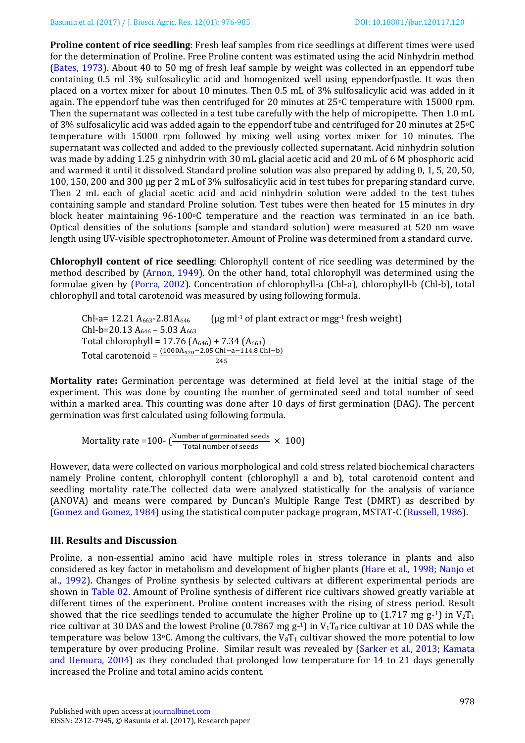**Proline content of rice seedling**: Fresh leaf samples from rice seedlings at different times were used for the determination of Proline. Free Proline content was estimated using the acid Ninhydrin method (Bates, 1973). About 40 to 50 mg of fresh leaf sample by weight was collected in an eppendorf tube containing 0.5 ml 3% sulfosalicylic acid and homogenized well using eppendorfpastle. It was then placed on a vortex mixer for about 10 minutes. Then 0.5 mL of 3% sulfosalicylic acid was added in it again. The eppendorf tube was then centrifuged for 20 minutes at 25°C temperature with 15000 rpm. Then the supernatant was collected in a test tube carefully with the help of micropipette. Then 1.0 mL of 3% sulfosalicylic acid was added again to the eppendorf tube and centrifuged for 20 minutes at 25°C temperature with 15000 rpm followed by mixing well using vortex mixer for 10 minutes. The supernatant was collected and added to the previously collected supernatant. Acid ninhydrin solution was made by adding 1.25 g ninhydrin with 30 mL glacial acetic acid and 20 mL of 6 M phosphoric acid and warmed it until it dissolved. Standard proline solution was also prepared by adding 0, 1, 5, 20, 50, 100, 150, 200 and 300 μg per 2 mL of 3% sulfosalicylic acid in test tubes for preparing standard curve. Then 2 mL each of glacial acetic acid and acid ninhydrin solution were added to the test tubes containing sample and standard Proline solution. Test tubes were then heated for 15 minutes in dry block heater maintaining 96-100°C temperature and the reaction was terminated in an ice bath. Optical densities of the solutions (sample and standard solution) were measured at 520 nm wave length using UV-visible spectrophotometer. Amount of Proline was determined from a standard curve.

**Chlorophyll content of rice seedling**: Chlorophyll content of rice seedling was determined by the method described by (Arnon, 1949). On the other hand, total chlorophyll was determined using the formulae given by (Porra, 2002). Concentration of chlorophyll-a (Chl-a), chlorophyll-b (Chl-b), total chlorophyll and total carotenoid was measured by using following formula.

$$\text{Chl-a} = 12.21\,A_{663} - 2.81A_{646} \quad (\mu g\ ml^{-1} \text{ of plant extract or } mg g^{-1} \text{ fresh weight})$$

$$\text{Chl-b} = 20.13\,A_{646} - 5.03\,A_{663}$$

$$\text{Total chlorophyll} = 17.76\,(A_{646}) + 7.34\,(A_{663})$$

$$\text{Total carotenoid} = \frac{(1000A_{470} - 2.05\ \text{Chl-a} - 114.8\ \text{Chl-b})}{245}$$

**Mortality rate:** Germination percentage was determined at field level at the initial stage of the experiment. This was done by counting the number of germinated seed and total number of seed within a marked area. This counting was done after 10 days of first germination (DAG). The percent germination was first calculated using following formula.

$$\text{Mortality rate} = 100 - \left(\frac{\text{Number of germinated seeds}}{\text{Total number of seeds}} \times 100\right)$$

However, data were collected on various morphological and cold stress related biochemical characters namely Proline content, chlorophyll content (chlorophyll a and b), total carotenoid content and seedling mortality rate.The collected data were analyzed statistically for the analysis of variance (ANOVA) and means were compared by Duncan's Multiple Range Test (DMRT) as described by (Gomez and Gomez, 1984) using the statistical computer package program, MSTAT-C (Russell, 1986).

## III. Results and Discussion

Proline, a non-essential amino acid have multiple roles in stress tolerance in plants and also considered as key factor in metabolism and development of higher plants (Hare et al., 1998; Nanjo et al., 1992). Changes of Proline synthesis by selected cultivars at different experimental periods are shown in Table 02. Amount of Proline synthesis of different rice cultivars showed greatly variable at different times of the experiment. Proline content increases with the rising of stress period. Result showed that the rice seedlings tended to accumulate the higher Proline up to (1.717 mg $g^{-1}$) in $V_2T_1$ rice cultivar at 30 DAS and the lowest Proline (0.7867 mg $g^{-1}$) in $V_1T_0$ rice cultivar at 10 DAS while the temperature was below 13°C. Among the cultivars, the $V_8T_1$ cultivar showed the more potential to low temperature by over producing Proline. Similar result was revealed by (Sarker et al., 2013; Kamata and Uemura, 2004) as they concluded that prolonged low temperature for 14 to 21 days generally increased the Proline and total amino acids content.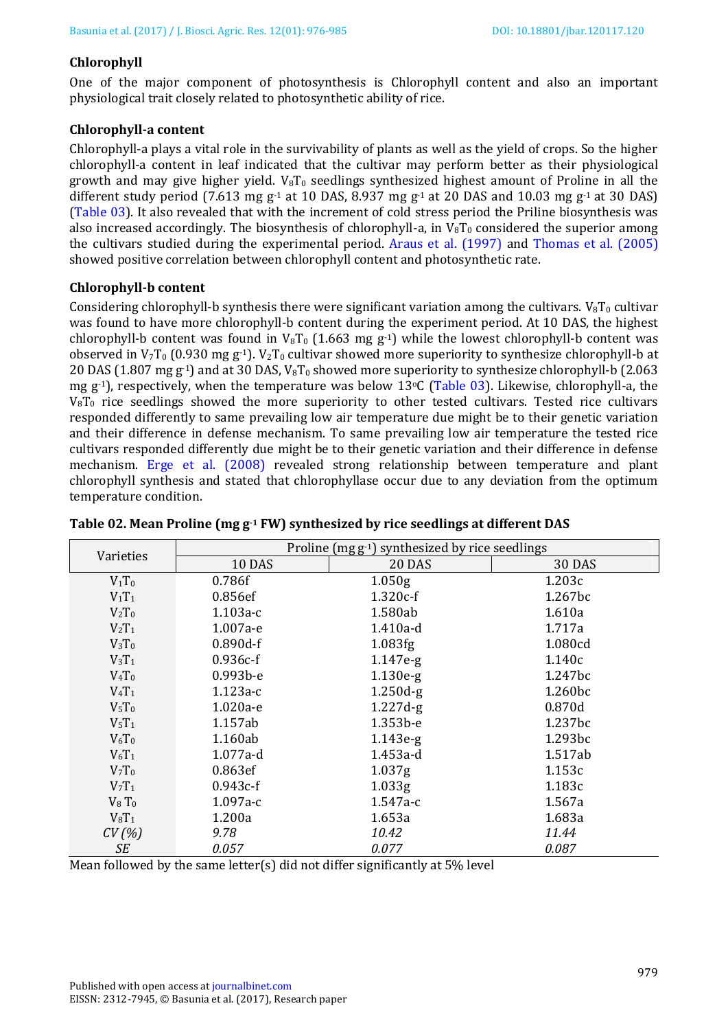### Chlorophyll

One of the major component of photosynthesis is Chlorophyll content and also an important physiological trait closely related to photosynthetic ability of rice.

### Chlorophyll-a content

Chlorophyll-a plays a vital role in the survivability of plants as well as the yield of crops. So the higher chlorophyll-a content in leaf indicated that the cultivar may perform better as their physiological growth and may give higher yield. $V_8T_0$ seedlings synthesized highest amount of Proline in all the different study period (7.613 mg $g^{-1}$ at 10 DAS, 8.937 mg $g^{-1}$ at 20 DAS and 10.03 mg $g^{-1}$ at 30 DAS) (Table 03). It also revealed that with the increment of cold stress period the Priline biosynthesis was also increased accordingly. The biosynthesis of chlorophyll-a, in $V_8T_0$ considered the superior among the cultivars studied during the experimental period. Araus et al. (1997) and Thomas et al. (2005) showed positive correlation between chlorophyll content and photosynthetic rate.

### Chlorophyll-b content

Considering chlorophyll-b synthesis there were significant variation among the cultivars. $V_8T_0$ cultivar was found to have more chlorophyll-b content during the experiment period. At 10 DAS, the highest chlorophyll-b content was found in $V_8T_0$ (1.663 mg $g^{-1}$) while the lowest chlorophyll-b content was observed in $V_7T_0$ (0.930 mg $g^{-1}$). $V_2T_0$ cultivar showed more superiority to synthesize chlorophyll-b at 20 DAS (1.807 mg $g^{-1}$) and at 30 DAS, $V_8T_0$ showed more superiority to synthesize chlorophyll-b (2.063 mg $g^{-1}$), respectively, when the temperature was below 13°C (Table 03). Likewise, chlorophyll-a, the $V_8T_0$ rice seedlings showed the more superiority to other tested cultivars. Tested rice cultivars responded differently to same prevailing low air temperature due might be to their genetic variation and their difference in defense mechanism. To same prevailing low air temperature the tested rice cultivars responded differently due might be to their genetic variation and their difference in defense mechanism. Erge et al. (2008) revealed strong relationship between temperature and plant chlorophyll synthesis and stated that chlorophyllase occur due to any deviation from the optimum temperature condition.

**Table 02. Mean Proline (mg $g^{-1}$ FW) synthesized by rice seedlings at different DAS**

| Varieties | Proline (mg $g^{-1}$) synthesized by rice seedlings | | |
|---|---|---|---|
| | 10 DAS | 20 DAS | 30 DAS |
| $V_1T_0$ | 0.786f | 1.050g | 1.203c |
| $V_1T_1$ | 0.856ef | 1.320c-f | 1.267bc |
| $V_2T_0$ | 1.103a-c | 1.580ab | 1.610a |
| $V_2T_1$ | 1.007a-e | 1.410a-d | 1.717a |
| $V_3T_0$ | 0.890d-f | 1.083fg | 1.080cd |
| $V_3T_1$ | 0.936c-f | 1.147e-g | 1.140c |
| $V_4T_0$ | 0.993b-e | 1.130e-g | 1.247bc |
| $V_4T_1$ | 1.123a-c | 1.250d-g | 1.260bc |
| $V_5T_0$ | 1.020a-e | 1.227d-g | 0.870d |
| $V_5T_1$ | 1.157ab | 1.353b-e | 1.237bc |
| $V_6T_0$ | 1.160ab | 1.143e-g | 1.293bc |
| $V_6T_1$ | 1.077a-d | 1.453a-d | 1.517ab |
| $V_7T_0$ | 0.863ef | 1.037g | 1.153c |
| $V_7T_1$ | 0.943c-f | 1.033g | 1.183c |
| $V_8T_0$ | 1.097a-c | 1.547a-c | 1.567a |
| $V_8T_1$ | 1.200a | 1.653a | 1.683a |
| *CV (%)* | *9.78* | *10.42* | *11.44* |
| *SE* | *0.057* | *0.077* | *0.087* |

Mean followed by the same letter(s) did not differ significantly at 5% level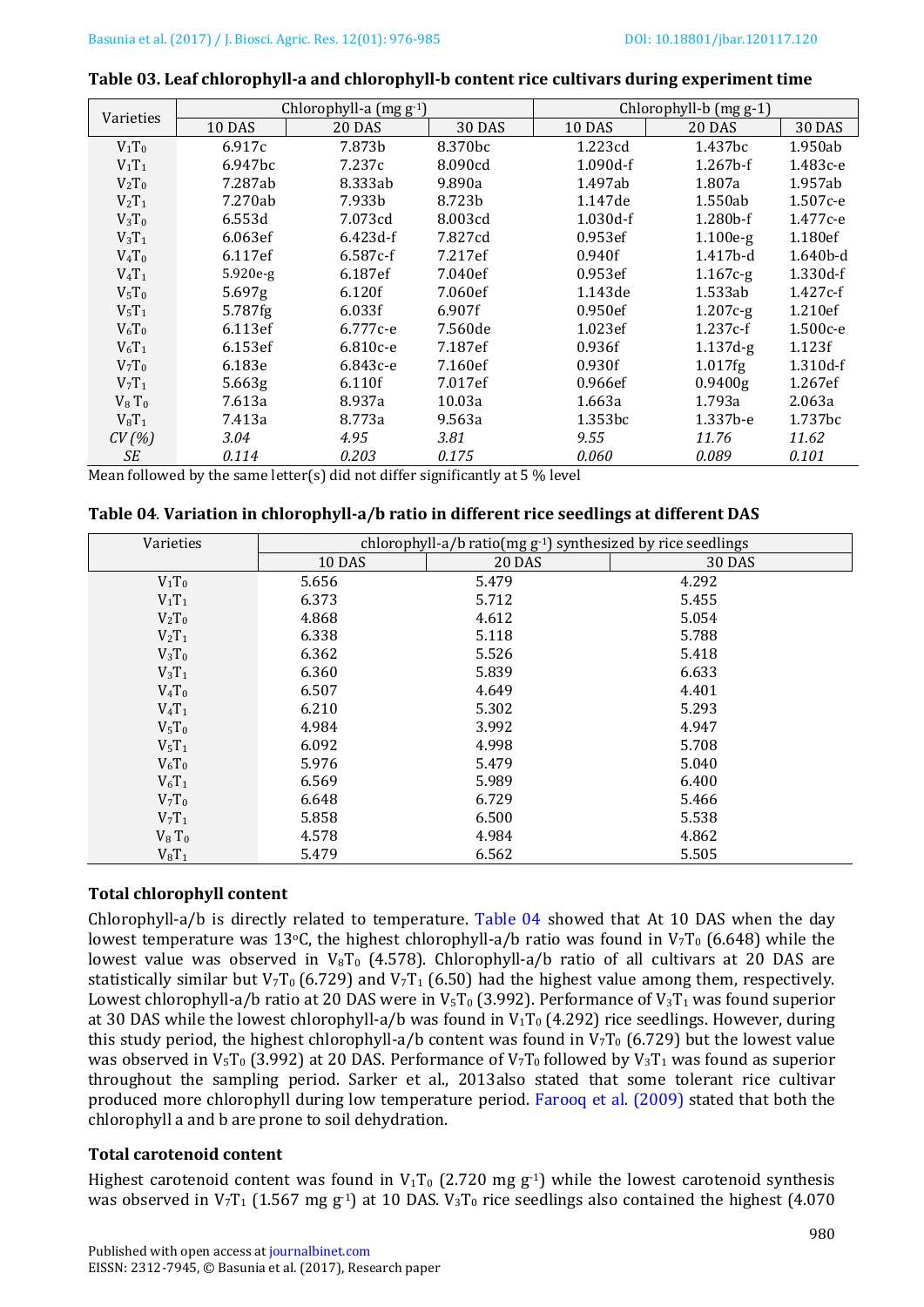**Table 03. Leaf chlorophyll-a and chlorophyll-b content rice cultivars during experiment time**

| Varieties | Chlorophyll-a (mg $g^{-1}$) | | | Chlorophyll-b (mg g-1) | | |
|---|---|---|---|---|---|---|
| | 10 DAS | 20 DAS | 30 DAS | 10 DAS | 20 DAS | 30 DAS |
| $V_1T_0$ | 6.917c | 7.873b | 8.370bc | 1.223cd | 1.437bc | 1.950ab |
| $V_1T_1$ | 6.947bc | 7.237c | 8.090cd | 1.090d-f | 1.267b-f | 1.483c-e |
| $V_2T_0$ | 7.287ab | 8.333ab | 9.890a | 1.497ab | 1.807a | 1.957ab |
| $V_2T_1$ | 7.270ab | 7.933b | 8.723b | 1.147de | 1.550ab | 1.507c-e |
| $V_3T_0$ | 6.553d | 7.073cd | 8.003cd | 1.030d-f | 1.280b-f | 1.477c-e |
| $V_3T_1$ | 6.063ef | 6.423d-f | 7.827cd | 0.953ef | 1.100e-g | 1.180ef |
| $V_4T_0$ | 6.117ef | 6.587c-f | 7.217ef | 0.940f | 1.417b-d | 1.640b-d |
| $V_4T_1$ | 5.920e-g | 6.187ef | 7.040ef | 0.953ef | 1.167c-g | 1.330d-f |
| $V_5T_0$ | 5.697g | 6.120f | 7.060ef | 1.143de | 1.533ab | 1.427c-f |
| $V_5T_1$ | 5.787fg | 6.033f | 6.907f | 0.950ef | 1.207c-g | 1.210ef |
| $V_6T_0$ | 6.113ef | 6.777c-e | 7.560de | 1.023ef | 1.237c-f | 1.500c-e |
| $V_6T_1$ | 6.153ef | 6.810c-e | 7.187ef | 0.936f | 1.137d-g | 1.123f |
| $V_7T_0$ | 6.183e | 6.843c-e | 7.160ef | 0.930f | 1.017fg | 1.310d-f |
| $V_7T_1$ | 5.663g | 6.110f | 7.017ef | 0.966ef | 0.9400g | 1.267ef |
| $V_8T_0$ | 7.613a | 8.937a | 10.03a | 1.663a | 1.793a | 2.063a |
| $V_8T_1$ | 7.413a | 8.773a | 9.563a | 1.353bc | 1.337b-e | 1.737bc |
| *CV (%)* | *3.04* | *4.95* | *3.81* | *9.55* | *11.76* | *11.62* |
| *SE* | *0.114* | *0.203* | *0.175* | *0.060* | *0.089* | *0.101* |

Mean followed by the same letter(s) did not differ significantly at 5 % level

**Table 04. Variation in chlorophyll-a/b ratio in different rice seedlings at different DAS**

| Varieties | chlorophyll-a/b ratio(mg $g^{-1}$) synthesized by rice seedlings | | |
|---|---|---|---|
| | 10 DAS | 20 DAS | 30 DAS |
| $V_1T_0$ | 5.656 | 5.479 | 4.292 |
| $V_1T_1$ | 6.373 | 5.712 | 5.455 |
| $V_2T_0$ | 4.868 | 4.612 | 5.054 |
| $V_2T_1$ | 6.338 | 5.118 | 5.788 |
| $V_3T_0$ | 6.362 | 5.526 | 5.418 |
| $V_3T_1$ | 6.360 | 5.839 | 6.633 |
| $V_4T_0$ | 6.507 | 4.649 | 4.401 |
| $V_4T_1$ | 6.210 | 5.302 | 5.293 |
| $V_5T_0$ | 4.984 | 3.992 | 4.947 |
| $V_5T_1$ | 6.092 | 4.998 | 5.708 |
| $V_6T_0$ | 5.976 | 5.479 | 5.040 |
| $V_6T_1$ | 6.569 | 5.989 | 6.400 |
| $V_7T_0$ | 6.648 | 6.729 | 5.466 |
| $V_7T_1$ | 5.858 | 6.500 | 5.538 |
| $V_8T_0$ | 4.578 | 4.984 | 4.862 |
| $V_8T_1$ | 5.479 | 6.562 | 5.505 |

### Total chlorophyll content

Chlorophyll-a/b is directly related to temperature. Table 04 showed that At 10 DAS when the day lowest temperature was 13°C, the highest chlorophyll-a/b ratio was found in $V_7T_0$ (6.648) while the lowest value was observed in $V_8T_0$ (4.578). Chlorophyll-a/b ratio of all cultivars at 20 DAS are statistically similar but $V_7T_0$ (6.729) and $V_7T_1$ (6.50) had the highest value among them, respectively. Lowest chlorophyll-a/b ratio at 20 DAS were in $V_5T_0$ (3.992). Performance of $V_3T_1$ was found superior at 30 DAS while the lowest chlorophyll-a/b was found in $V_1T_0$ (4.292) rice seedlings. However, during this study period, the highest chlorophyll-a/b content was found in $V_7T_0$ (6.729) but the lowest value was observed in $V_5T_0$ (3.992) at 20 DAS. Performance of $V_7T_0$ followed by $V_3T_1$ was found as superior throughout the sampling period. Sarker et al., 2013also stated that some tolerant rice cultivar produced more chlorophyll during low temperature period. Farooq et al. (2009) stated that both the chlorophyll a and b are prone to soil dehydration.

### Total carotenoid content

Highest carotenoid content was found in $V_1T_0$ (2.720 mg $g^{-1}$) while the lowest carotenoid synthesis was observed in $V_7T_1$ (1.567 mg $g^{-1}$) at 10 DAS. $V_3T_0$ rice seedlings also contained the highest (4.070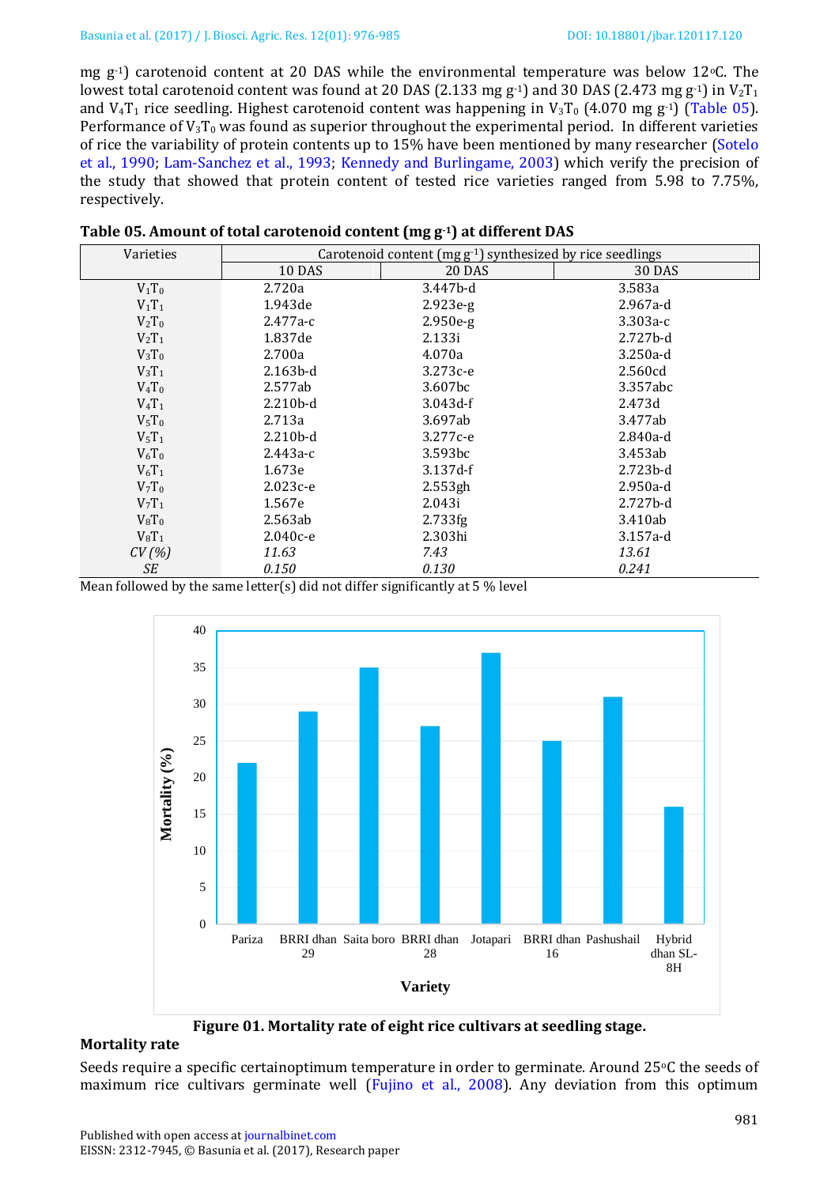mg g$^{-1}$) carotenoid content at 20 DAS while the environmental temperature was below 12$^{o}$C. The lowest total carotenoid content was found at 20 DAS (2.133 mg g$^{-1}$) and 30 DAS (2.473 mg g$^{-1}$) in $V_2T_1$ and $V_4T_1$ rice seedling. Highest carotenoid content was happening in $V_3T_0$ (4.070 mg g$^{-1}$) (Table 05). Performance of $V_3T_0$ was found as superior throughout the experimental period. In different varieties of rice the variability of protein contents up to 15% have been mentioned by many researcher (Sotelo et al., 1990; Lam-Sanchez et al., 1993; Kennedy and Burlingame, 2003) which verify the precision of the study that showed that protein content of tested rice varieties ranged from 5.98 to 7.75%, respectively.

**Table 05. Amount of total carotenoid content (mg g$^{-1}$) at different DAS**

| Varieties | Carotenoid content (mg g$^{-1}$) synthesized by rice seedlings | | |
|---|---|---|---|
| | 10 DAS | 20 DAS | 30 DAS |
| $V_1T_0$ | 2.720a | 3.447b-d | 3.583a |
| $V_1T_1$ | 1.943de | 2.923e-g | 2.967a-d |
| $V_2T_0$ | 2.477a-c | 2.950e-g | 3.303a-c |
| $V_2T_1$ | 1.837de | 2.133i | 2.727b-d |
| $V_3T_0$ | 2.700a | 4.070a | 3.250a-d |
| $V_3T_1$ | 2.163b-d | 3.273c-e | 2.560cd |
| $V_4T_0$ | 2.577ab | 3.607bc | 3.357abc |
| $V_4T_1$ | 2.210b-d | 3.043d-f | 2.473d |
| $V_5T_0$ | 2.713a | 3.697ab | 3.477ab |
| $V_5T_1$ | 2.210b-d | 3.277c-e | 2.840a-d |
| $V_6T_0$ | 2.443a-c | 3.593bc | 3.453ab |
| $V_6T_1$ | 1.673e | 3.137d-f | 2.723b-d |
| $V_7T_0$ | 2.023c-e | 2.553gh | 2.950a-d |
| $V_7T_1$ | 1.567e | 2.043i | 2.727b-d |
| $V_8T_0$ | 2.563ab | 2.733fg | 3.410ab |
| $V_8T_1$ | 2.040c-e | 2.303hi | 3.157a-d |
| *CV (%)* | *11.63* | *7.43* | *13.61* |
| *SE* | *0.150* | *0.130* | *0.241* |

Mean followed by the same letter(s) did not differ significantly at 5 % level

**Figure 01. Mortality rate of eight rice cultivars at seedling stage.**

## Mortality rate

Seeds require a specific certainoptimum temperature in order to germinate. Around 25$^{o}$C the seeds of maximum rice cultivars germinate well (Fujino et al., 2008). Any deviation from this optimum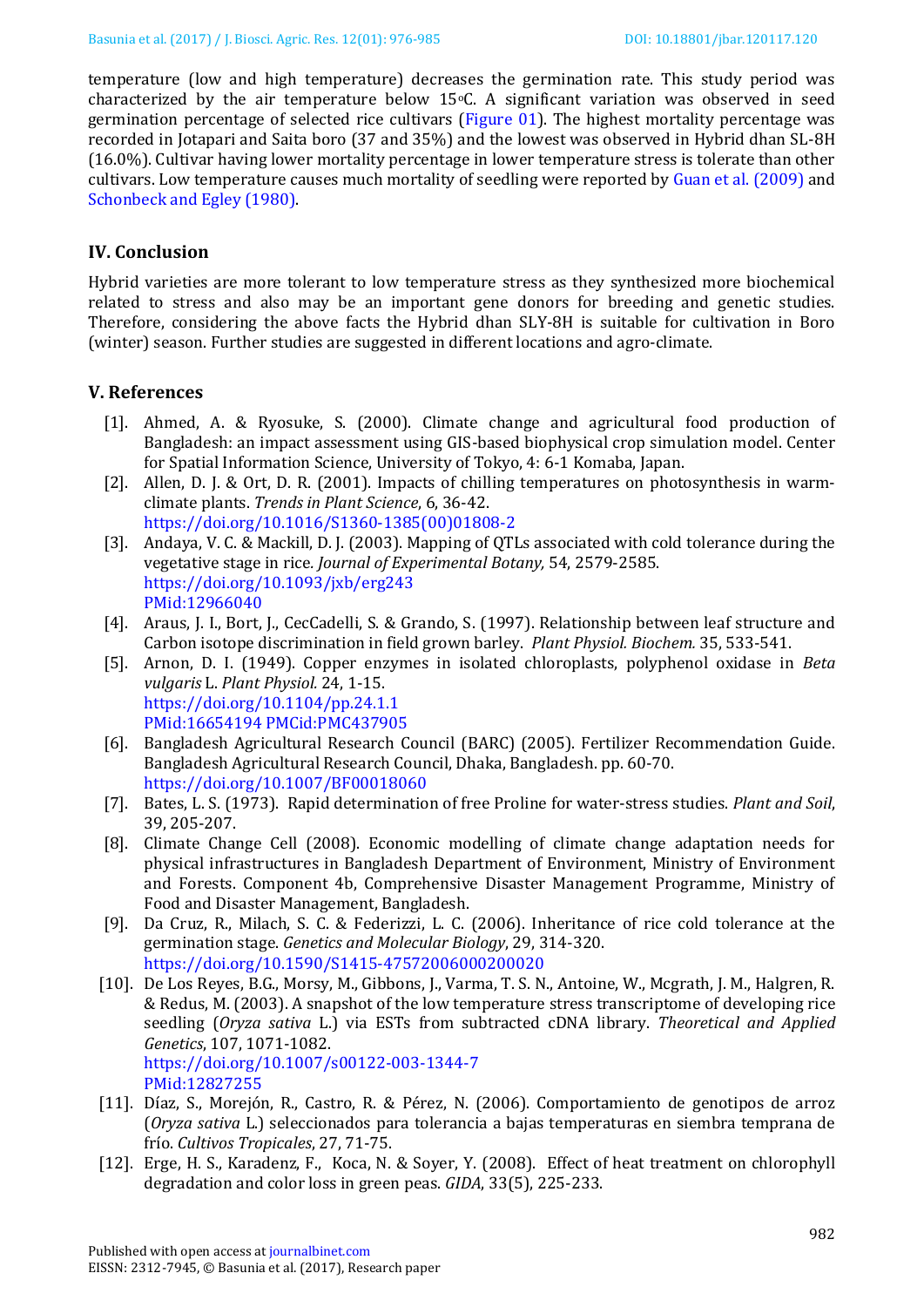temperature (low and high temperature) decreases the germination rate. This study period was characterized by the air temperature below 15°C. A significant variation was observed in seed germination percentage of selected rice cultivars (Figure 01). The highest mortality percentage was recorded in Jotapari and Saita boro (37 and 35%) and the lowest was observed in Hybrid dhan SL-8H (16.0%). Cultivar having lower mortality percentage in lower temperature stress is tolerate than other cultivars. Low temperature causes much mortality of seedling were reported by Guan et al. (2009) and Schonbeck and Egley (1980).

## IV. Conclusion

Hybrid varieties are more tolerant to low temperature stress as they synthesized more biochemical related to stress and also may be an important gene donors for breeding and genetic studies. Therefore, considering the above facts the Hybrid dhan SLY-8H is suitable for cultivation in Boro (winter) season. Further studies are suggested in different locations and agro-climate.

## V. References

[1]. Ahmed, A. & Ryosuke, S. (2000). Climate change and agricultural food production of Bangladesh: an impact assessment using GIS-based biophysical crop simulation model. Center for Spatial Information Science, University of Tokyo, 4: 6-1 Komaba, Japan.

[2]. Allen, D. J. & Ort, D. R. (2001). Impacts of chilling temperatures on photosynthesis in warm-climate plants. *Trends in Plant Science*, 6, 36-42.
https://doi.org/10.1016/S1360-1385(00)01808-2

[3]. Andaya, V. C. & Mackill, D. J. (2003). Mapping of QTLs associated with cold tolerance during the vegetative stage in rice. *Journal of Experimental Botany,* 54, 2579-2585.
https://doi.org/10.1093/jxb/erg243
PMid:12966040

[4]. Araus, J. I., Bort, J., CecCadelli, S. & Grando, S. (1997). Relationship between leaf structure and Carbon isotope discrimination in field grown barley. *Plant Physiol. Biochem.* 35, 533-541.

[5]. Arnon, D. I. (1949). Copper enzymes in isolated chloroplasts, polyphenol oxidase in *Beta vulgaris* L. *Plant Physiol.* 24, 1-15.
https://doi.org/10.1104/pp.24.1.1
PMid:16654194 PMCid:PMC437905

[6]. Bangladesh Agricultural Research Council (BARC) (2005). Fertilizer Recommendation Guide. Bangladesh Agricultural Research Council, Dhaka, Bangladesh. pp. 60-70.
https://doi.org/10.1007/BF00018060

[7]. Bates, L. S. (1973). Rapid determination of free Proline for water-stress studies. *Plant and Soil*, 39, 205-207.

[8]. Climate Change Cell (2008). Economic modelling of climate change adaptation needs for physical infrastructures in Bangladesh Department of Environment, Ministry of Environment and Forests. Component 4b, Comprehensive Disaster Management Programme, Ministry of Food and Disaster Management, Bangladesh.

[9]. Da Cruz, R., Milach, S. C. & Federizzi, L. C. (2006). Inheritance of rice cold tolerance at the germination stage. *Genetics and Molecular Biology*, 29, 314-320.
https://doi.org/10.1590/S1415-47572006000200020

[10]. De Los Reyes, B.G., Morsy, M., Gibbons, J., Varma, T. S. N., Antoine, W., Mcgrath, J. M., Halgren, R. & Redus, M. (2003). A snapshot of the low temperature stress transcriptome of developing rice seedling (*Oryza sativa* L.) via ESTs from subtracted cDNA library. *Theoretical and Applied Genetics*, 107, 1071-1082.
https://doi.org/10.1007/s00122-003-1344-7
PMid:12827255

[11]. Díaz, S., Morejón, R., Castro, R. & Pérez, N. (2006). Comportamiento de genotipos de arroz (*Oryza sativa* L.) seleccionados para tolerancia a bajas temperaturas en siembra temprana de frío. *Cultivos Tropicales*, 27, 71-75.

[12]. Erge, H. S., Karadenz, F., Koca, N. & Soyer, Y. (2008). Effect of heat treatment on chlorophyll degradation and color loss in green peas. *GIDA*, 33(5), 225-233.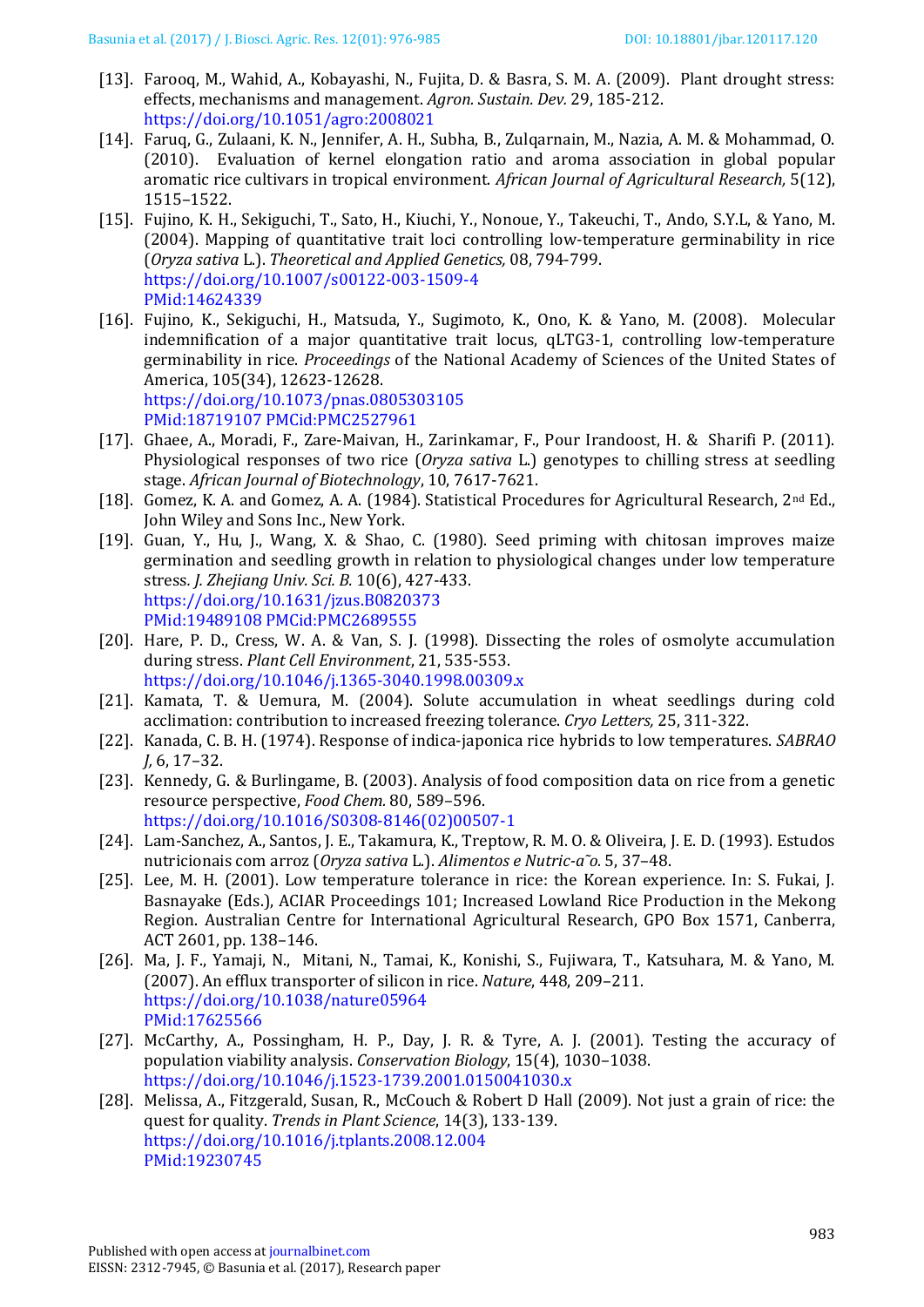[13]. Farooq, M., Wahid, A., Kobayashi, N., Fujita, D. & Basra, S. M. A. (2009). Plant drought stress: effects, mechanisms and management. *Agron. Sustain. Dev.* 29, 185-212. https://doi.org/10.1051/agro:2008021

[14]. Faruq, G., Zulaani, K. N., Jennifer, A. H., Subha, B., Zulqarnain, M., Nazia, A. M. & Mohammad, O. (2010). Evaluation of kernel elongation ratio and aroma association in global popular aromatic rice cultivars in tropical environment. *African Journal of Agricultural Research,* 5(12), 1515–1522.

[15]. Fujino, K. H., Sekiguchi, T., Sato, H., Kiuchi, Y., Nonoue, Y., Takeuchi, T., Ando, S.Y.L, & Yano, M. (2004). Mapping of quantitative trait loci controlling low-temperature germinability in rice (*Oryza sativa* L.). *Theoretical and Applied Genetics,* 08, 794-799. https://doi.org/10.1007/s00122-003-1509-4 PMid:14624339

[16]. Fujino, K., Sekiguchi, H., Matsuda, Y., Sugimoto, K., Ono, K. & Yano, M. (2008). Molecular indemnification of a major quantitative trait locus, qLTG3-1, controlling low-temperature germinability in rice. *Proceedings* of the National Academy of Sciences of the United States of America, 105(34), 12623-12628. https://doi.org/10.1073/pnas.0805303105 PMid:18719107 PMCid:PMC2527961

[17]. Ghaee, A., Moradi, F., Zare-Maivan, H., Zarinkamar, F., Pour Irandoost, H. & Sharifi P. (2011). Physiological responses of two rice (*Oryza sativa* L.) genotypes to chilling stress at seedling stage. *African Journal of Biotechnology*, 10, 7617-7621.

[18]. Gomez, K. A. and Gomez, A. A. (1984). Statistical Procedures for Agricultural Research, 2nd Ed., John Wiley and Sons Inc., New York.

[19]. Guan, Y., Hu, J., Wang, X. & Shao, C. (1980). Seed priming with chitosan improves maize germination and seedling growth in relation to physiological changes under low temperature stress. *J. Zhejiang Univ. Sci. B.* 10(6), 427-433. https://doi.org/10.1631/jzus.B0820373 PMid:19489108 PMCid:PMC2689555

[20]. Hare, P. D., Cress, W. A. & Van, S. J. (1998). Dissecting the roles of osmolyte accumulation during stress. *Plant Cell Environment*, 21, 535-553. https://doi.org/10.1046/j.1365-3040.1998.00309.x

[21]. Kamata, T. & Uemura, M. (2004). Solute accumulation in wheat seedlings during cold acclimation: contribution to increased freezing tolerance. *Cryo Letters,* 25, 311-322.

[22]. Kanada, C. B. H. (1974). Response of indica-japonica rice hybrids to low temperatures. *SABRAO J,* 6, 17–32.

[23]. Kennedy, G. & Burlingame, B. (2003). Analysis of food composition data on rice from a genetic resource perspective, *Food Chem.* 80, 589–596. https://doi.org/10.1016/S0308-8146(02)00507-1

[24]. Lam-Sanchez, A., Santos, J. E., Takamura, K., Treptow, R. M. O. & Oliveira, J. E. D. (1993). Estudos nutricionais com arroz (*Oryza sativa* L.). *Alimentos e Nutric-a˜o.* 5, 37–48.

[25]. Lee, M. H. (2001). Low temperature tolerance in rice: the Korean experience. In: S. Fukai, J. Basnayake (Eds.), ACIAR Proceedings 101; Increased Lowland Rice Production in the Mekong Region. Australian Centre for International Agricultural Research, GPO Box 1571, Canberra, ACT 2601, pp. 138–146.

[26]. Ma, J. F., Yamaji, N., Mitani, N., Tamai, K., Konishi, S., Fujiwara, T., Katsuhara, M. & Yano, M. (2007). An efflux transporter of silicon in rice. *Nature*, 448, 209–211. https://doi.org/10.1038/nature05964 PMid:17625566

[27]. McCarthy, A., Possingham, H. P., Day, J. R. & Tyre, A. J. (2001). Testing the accuracy of population viability analysis. *Conservation Biology*, 15(4), 1030–1038. https://doi.org/10.1046/j.1523-1739.2001.0150041030.x

[28]. Melissa, A., Fitzgerald, Susan, R., McCouch & Robert D Hall (2009). Not just a grain of rice: the quest for quality. *Trends in Plant Science*, 14(3), 133-139. https://doi.org/10.1016/j.tplants.2008.12.004 PMid:19230745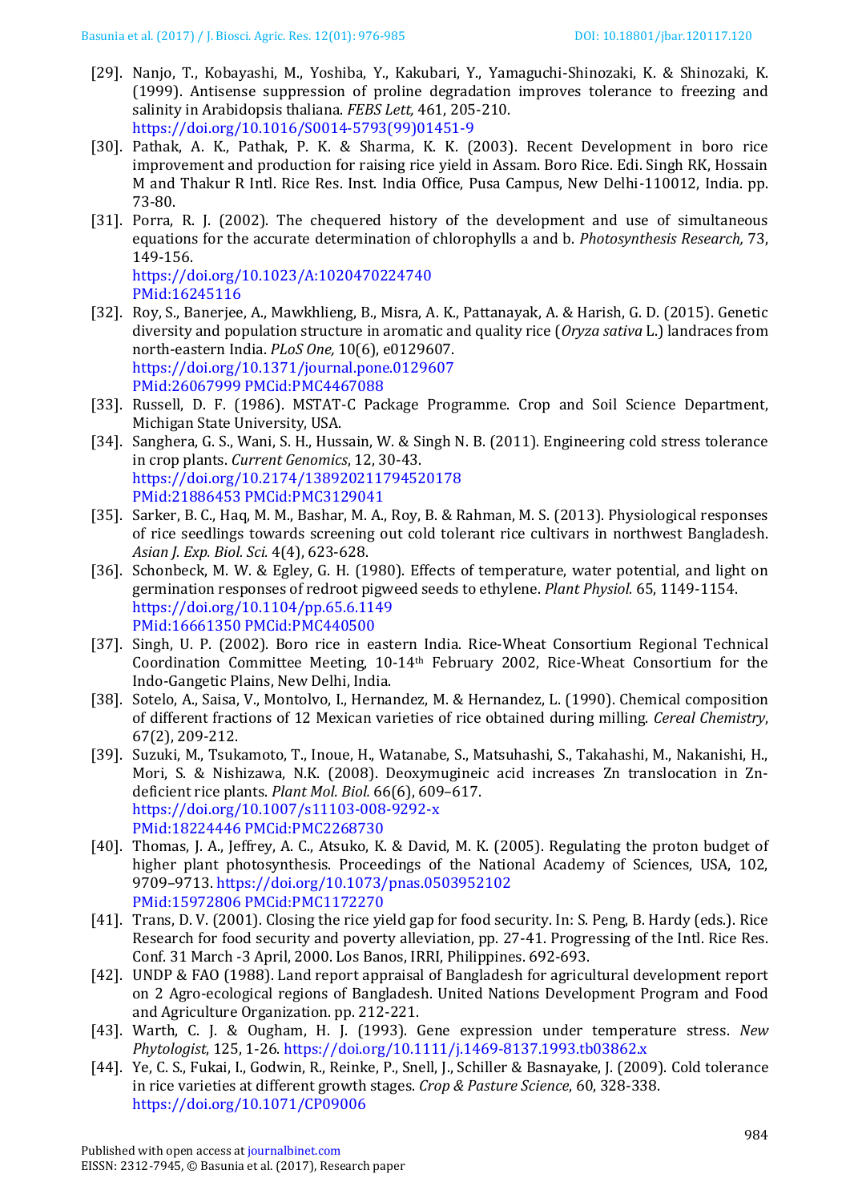[29]. Nanjo, T., Kobayashi, M., Yoshiba, Y., Kakubari, Y., Yamaguchi-Shinozaki, K. & Shinozaki, K. (1999). Antisense suppression of proline degradation improves tolerance to freezing and salinity in Arabidopsis thaliana. *FEBS Lett,* 461, 205-210. https://doi.org/10.1016/S0014-5793(99)01451-9

[30]. Pathak, A. K., Pathak, P. K. & Sharma, K. K. (2003). Recent Development in boro rice improvement and production for raising rice yield in Assam. Boro Rice. Edi. Singh RK, Hossain M and Thakur R Intl. Rice Res. Inst. India Office, Pusa Campus, New Delhi-110012, India. pp. 73-80.

[31]. Porra, R. J. (2002). The chequered history of the development and use of simultaneous equations for the accurate determination of chlorophylls a and b. *Photosynthesis Research,* 73, 149-156. https://doi.org/10.1023/A:1020470224740 PMid:16245116

[32]. Roy, S., Banerjee, A., Mawkhlieng, B., Misra, A. K., Pattanayak, A. & Harish, G. D. (2015). Genetic diversity and population structure in aromatic and quality rice (*Oryza sativa* L.) landraces from north-eastern India. *PLoS One,* 10(6), e0129607. https://doi.org/10.1371/journal.pone.0129607 PMid:26067999 PMCid:PMC4467088

[33]. Russell, D. F. (1986). MSTAT-C Package Programme. Crop and Soil Science Department, Michigan State University, USA.

[34]. Sanghera, G. S., Wani, S. H., Hussain, W. & Singh N. B. (2011). Engineering cold stress tolerance in crop plants. *Current Genomics*, 12, 30-43. https://doi.org/10.2174/138920211794520178 PMid:21886453 PMCid:PMC3129041

[35]. Sarker, B. C., Haq, M. M., Bashar, M. A., Roy, B. & Rahman, M. S. (2013). Physiological responses of rice seedlings towards screening out cold tolerant rice cultivars in northwest Bangladesh. *Asian J. Exp. Biol. Sci.* 4(4), 623-628.

[36]. Schonbeck, M. W. & Egley, G. H. (1980). Effects of temperature, water potential, and light on germination responses of redroot pigweed seeds to ethylene. *Plant Physiol.* 65, 1149-1154. https://doi.org/10.1104/pp.65.6.1149 PMid:16661350 PMCid:PMC440500

[37]. Singh, U. P. (2002). Boro rice in eastern India. Rice-Wheat Consortium Regional Technical Coordination Committee Meeting, 10-14th February 2002, Rice-Wheat Consortium for the Indo-Gangetic Plains, New Delhi, India.

[38]. Sotelo, A., Saisa, V., Montolvo, I., Hernandez, M. & Hernandez, L. (1990). Chemical composition of different fractions of 12 Mexican varieties of rice obtained during milling. *Cereal Chemistry*, 67(2), 209-212.

[39]. Suzuki, M., Tsukamoto, T., Inoue, H., Watanabe, S., Matsuhashi, S., Takahashi, M., Nakanishi, H., Mori, S. & Nishizawa, N.K. (2008). Deoxymugineic acid increases Zn translocation in Zn-deficient rice plants. *Plant Mol. Biol.* 66(6), 609–617. https://doi.org/10.1007/s11103-008-9292-x PMid:18224446 PMCid:PMC2268730

[40]. Thomas, J. A., Jeffrey, A. C., Atsuko, K. & David, M. K. (2005). Regulating the proton budget of higher plant photosynthesis. Proceedings of the National Academy of Sciences, USA, 102, 9709–9713. https://doi.org/10.1073/pnas.0503952102 PMid:15972806 PMCid:PMC1172270

[41]. Trans, D. V. (2001). Closing the rice yield gap for food security. In: S. Peng, B. Hardy (eds.). Rice Research for food security and poverty alleviation, pp. 27-41. Progressing of the Intl. Rice Res. Conf. 31 March -3 April, 2000. Los Banos, IRRI, Philippines. 692-693.

[42]. UNDP & FAO (1988). Land report appraisal of Bangladesh for agricultural development report on 2 Agro-ecological regions of Bangladesh. United Nations Development Program and Food and Agriculture Organization. pp. 212-221.

[43]. Warth, C. J. & Ougham, H. J. (1993). Gene expression under temperature stress. *New Phytologist*, 125, 1-26. https://doi.org/10.1111/j.1469-8137.1993.tb03862.x

[44]. Ye, C. S., Fukai, I., Godwin, R., Reinke, P., Snell, J., Schiller & Basnayake, J. (2009). Cold tolerance in rice varieties at different growth stages. *Crop & Pasture Science*, 60, 328-338. https://doi.org/10.1071/CP09006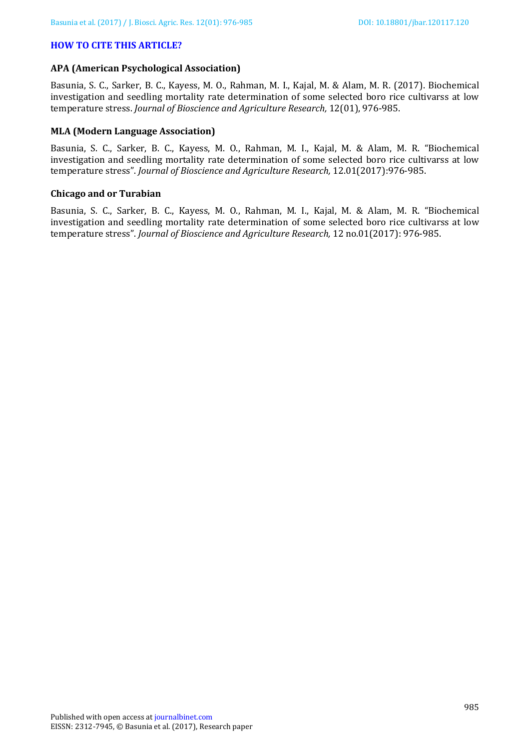## HOW TO CITE THIS ARTICLE?

### APA (American Psychological Association)

Basunia, S. C., Sarker, B. C., Kayess, M. O., Rahman, M. I., Kajal, M. & Alam, M. R. (2017). Biochemical investigation and seedling mortality rate determination of some selected boro rice cultivarss at low temperature stress. *Journal of Bioscience and Agriculture Research,* 12(01), 976-985.

### MLA (Modern Language Association)

Basunia, S. C., Sarker, B. C., Kayess, M. O., Rahman, M. I., Kajal, M. & Alam, M. R. "Biochemical investigation and seedling mortality rate determination of some selected boro rice cultivarss at low temperature stress". *Journal of Bioscience and Agriculture Research,* 12.01(2017):976-985.

### Chicago and or Turabian

Basunia, S. C., Sarker, B. C., Kayess, M. O., Rahman, M. I., Kajal, M. & Alam, M. R. "Biochemical investigation and seedling mortality rate determination of some selected boro rice cultivarss at low temperature stress". *Journal of Bioscience and Agriculture Research,* 12 no.01(2017): 976-985.